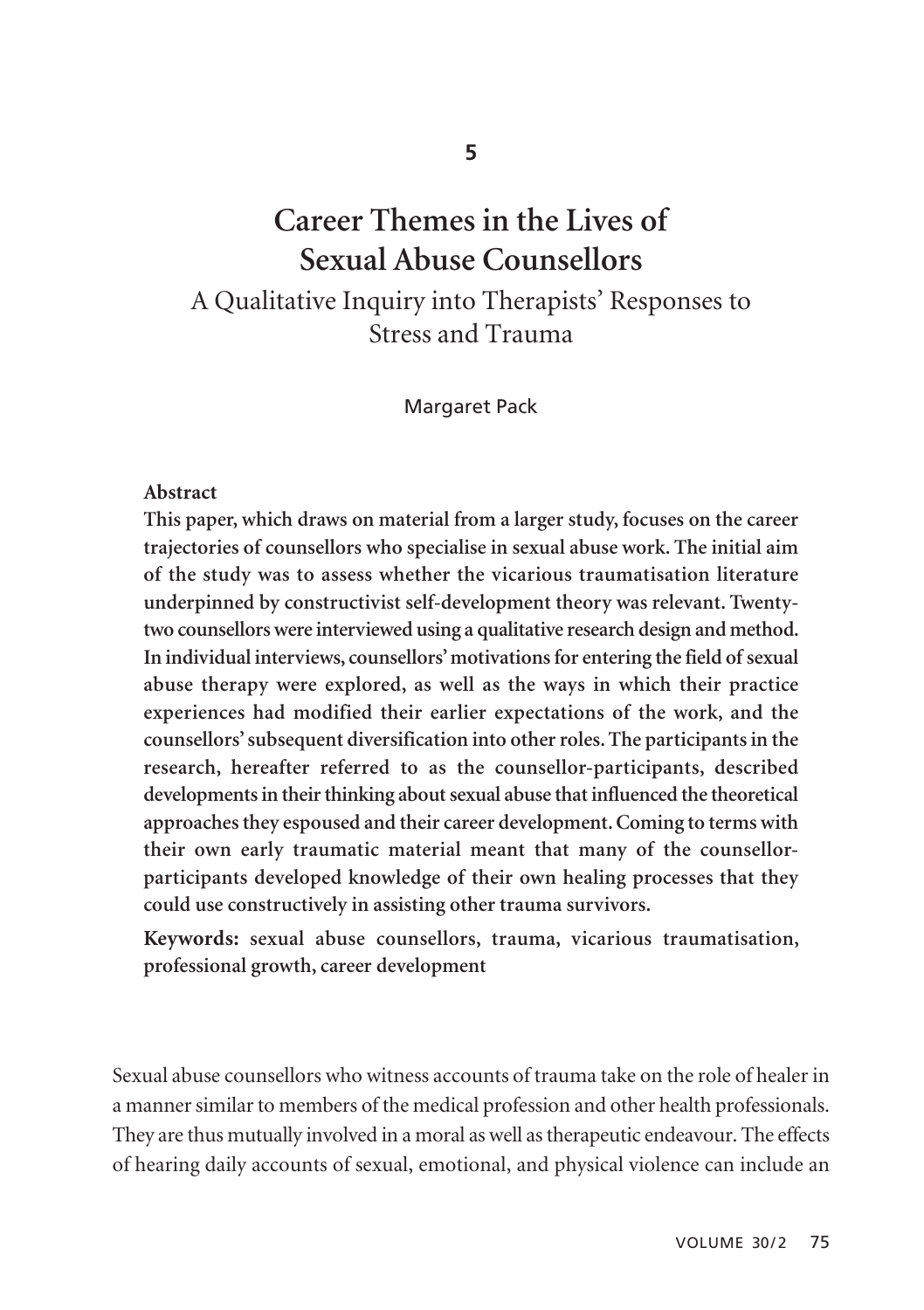5

# Career Themes in the Lives of Sexual Abuse Counsellors

## A Qualitative Inquiry into Therapists' Responses to Stress and Trauma

Margaret Pack

**Abstract**

**This paper, which draws on material from a larger study, focuses on the career trajectories of counsellors who specialise in sexual abuse work. The initial aim of the study was to assess whether the vicarious traumatisation literature underpinned by constructivist self-development theory was relevant. Twenty-two counsellors were interviewed using a qualitative research design and method. In individual interviews, counsellors' motivations for entering the field of sexual abuse therapy were explored, as well as the ways in which their practice experiences had modified their earlier expectations of the work, and the counsellors' subsequent diversification into other roles. The participants in the research, hereafter referred to as the counsellor-participants, described developments in their thinking about sexual abuse that influenced the theoretical approaches they espoused and their career development. Coming to terms with their own early traumatic material meant that many of the counsellor-participants developed knowledge of their own healing processes that they could use constructively in assisting other trauma survivors.**

**Keywords:** **sexual abuse counsellors, trauma, vicarious traumatisation, professional growth, career development**

Sexual abuse counsellors who witness accounts of trauma take on the role of healer in a manner similar to members of the medical profession and other health professionals. They are thus mutually involved in a moral as well as therapeutic endeavour. The effects of hearing daily accounts of sexual, emotional, and physical violence can include an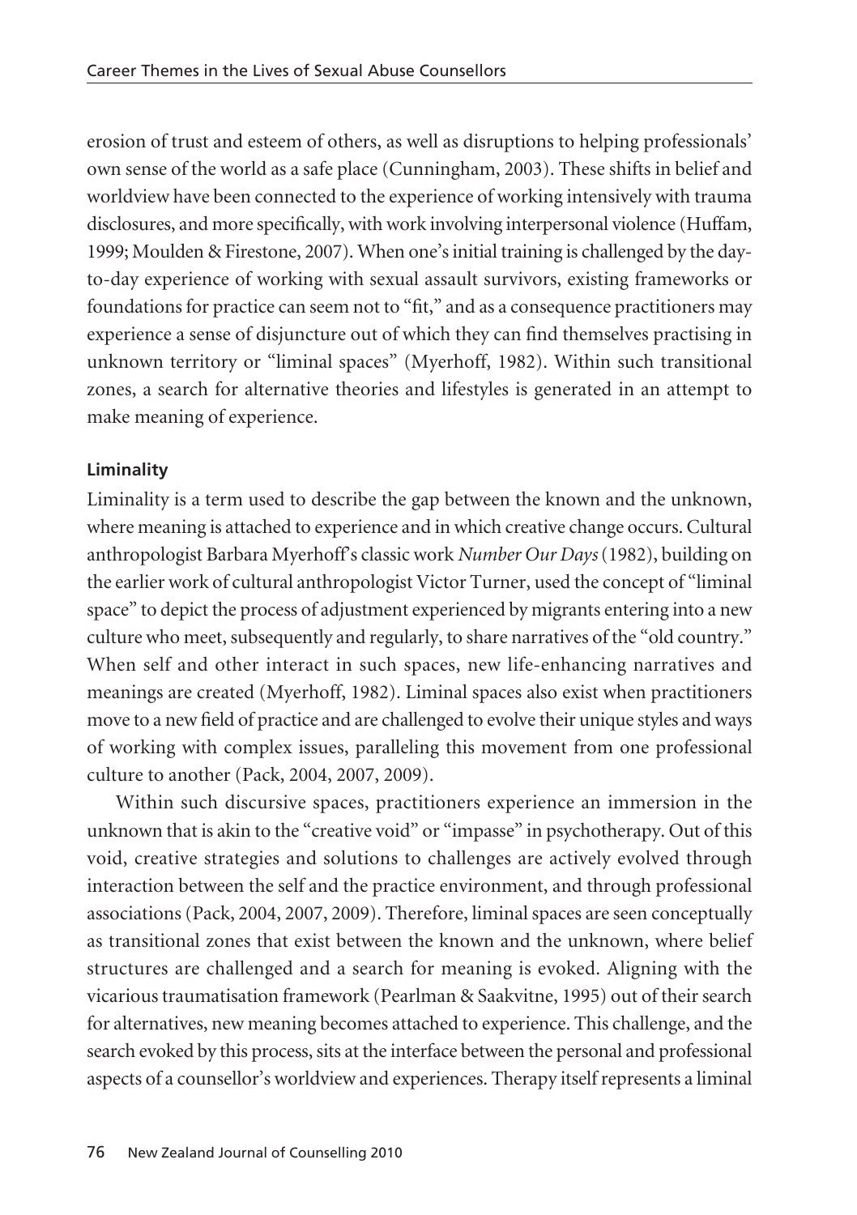erosion of trust and esteem of others, as well as disruptions to helping professionals' own sense of the world as a safe place (Cunningham, 2003). These shifts in belief and worldview have been connected to the experience of working intensively with trauma disclosures, and more specifically, with work involving interpersonal violence (Huffam, 1999; Moulden & Firestone, 2007). When one's initial training is challenged by the day-to-day experience of working with sexual assault survivors, existing frameworks or foundations for practice can seem not to "fit," and as a consequence practitioners may experience a sense of disjuncture out of which they can find themselves practising in unknown territory or "liminal spaces" (Myerhoff, 1982). Within such transitional zones, a search for alternative theories and lifestyles is generated in an attempt to make meaning of experience.

### Liminality

Liminality is a term used to describe the gap between the known and the unknown, where meaning is attached to experience and in which creative change occurs. Cultural anthropologist Barbara Myerhoff's classic work *Number Our Days* (1982), building on the earlier work of cultural anthropologist Victor Turner, used the concept of "liminal space" to depict the process of adjustment experienced by migrants entering into a new culture who meet, subsequently and regularly, to share narratives of the "old country." When self and other interact in such spaces, new life-enhancing narratives and meanings are created (Myerhoff, 1982). Liminal spaces also exist when practitioners move to a new field of practice and are challenged to evolve their unique styles and ways of working with complex issues, paralleling this movement from one professional culture to another (Pack, 2004, 2007, 2009).

Within such discursive spaces, practitioners experience an immersion in the unknown that is akin to the "creative void" or "impasse" in psychotherapy. Out of this void, creative strategies and solutions to challenges are actively evolved through interaction between the self and the practice environment, and through professional associations (Pack, 2004, 2007, 2009). Therefore, liminal spaces are seen conceptually as transitional zones that exist between the known and the unknown, where belief structures are challenged and a search for meaning is evoked. Aligning with the vicarious traumatisation framework (Pearlman & Saakvitne, 1995) out of their search for alternatives, new meaning becomes attached to experience. This challenge, and the search evoked by this process, sits at the interface between the personal and professional aspects of a counsellor's worldview and experiences. Therapy itself represents a liminal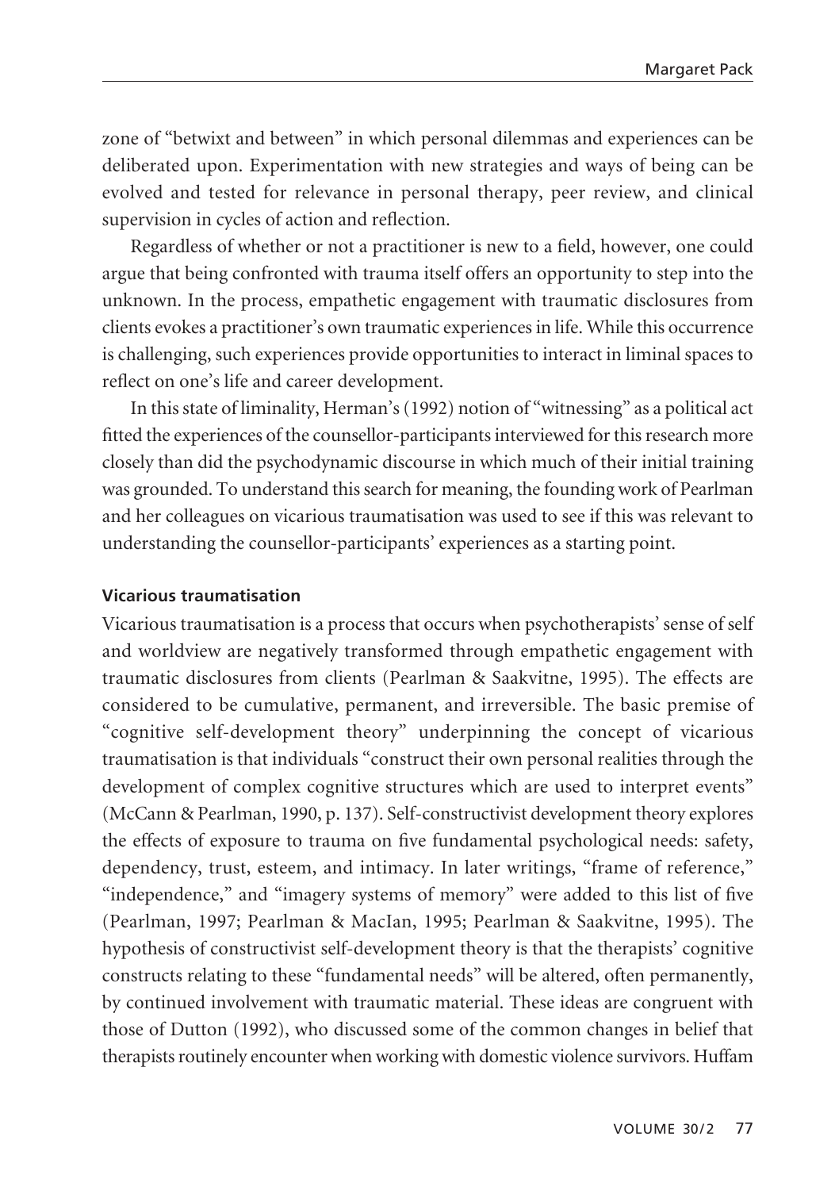zone of "betwixt and between" in which personal dilemmas and experiences can be deliberated upon. Experimentation with new strategies and ways of being can be evolved and tested for relevance in personal therapy, peer review, and clinical supervision in cycles of action and reflection.

Regardless of whether or not a practitioner is new to a field, however, one could argue that being confronted with trauma itself offers an opportunity to step into the unknown. In the process, empathetic engagement with traumatic disclosures from clients evokes a practitioner's own traumatic experiences in life. While this occurrence is challenging, such experiences provide opportunities to interact in liminal spaces to reflect on one's life and career development.

In this state of liminality, Herman's (1992) notion of "witnessing" as a political act fitted the experiences of the counsellor-participants interviewed for this research more closely than did the psychodynamic discourse in which much of their initial training was grounded. To understand this search for meaning, the founding work of Pearlman and her colleagues on vicarious traumatisation was used to see if this was relevant to understanding the counsellor-participants' experiences as a starting point.

### Vicarious traumatisation

Vicarious traumatisation is a process that occurs when psychotherapists' sense of self and worldview are negatively transformed through empathetic engagement with traumatic disclosures from clients (Pearlman & Saakvitne, 1995). The effects are considered to be cumulative, permanent, and irreversible. The basic premise of "cognitive self-development theory" underpinning the concept of vicarious traumatisation is that individuals "construct their own personal realities through the development of complex cognitive structures which are used to interpret events" (McCann & Pearlman, 1990, p. 137). Self-constructivist development theory explores the effects of exposure to trauma on five fundamental psychological needs: safety, dependency, trust, esteem, and intimacy. In later writings, "frame of reference," "independence," and "imagery systems of memory" were added to this list of five (Pearlman, 1997; Pearlman & MacIan, 1995; Pearlman & Saakvitne, 1995). The hypothesis of constructivist self-development theory is that the therapists' cognitive constructs relating to these "fundamental needs" will be altered, often permanently, by continued involvement with traumatic material. These ideas are congruent with those of Dutton (1992), who discussed some of the common changes in belief that therapists routinely encounter when working with domestic violence survivors. Huffam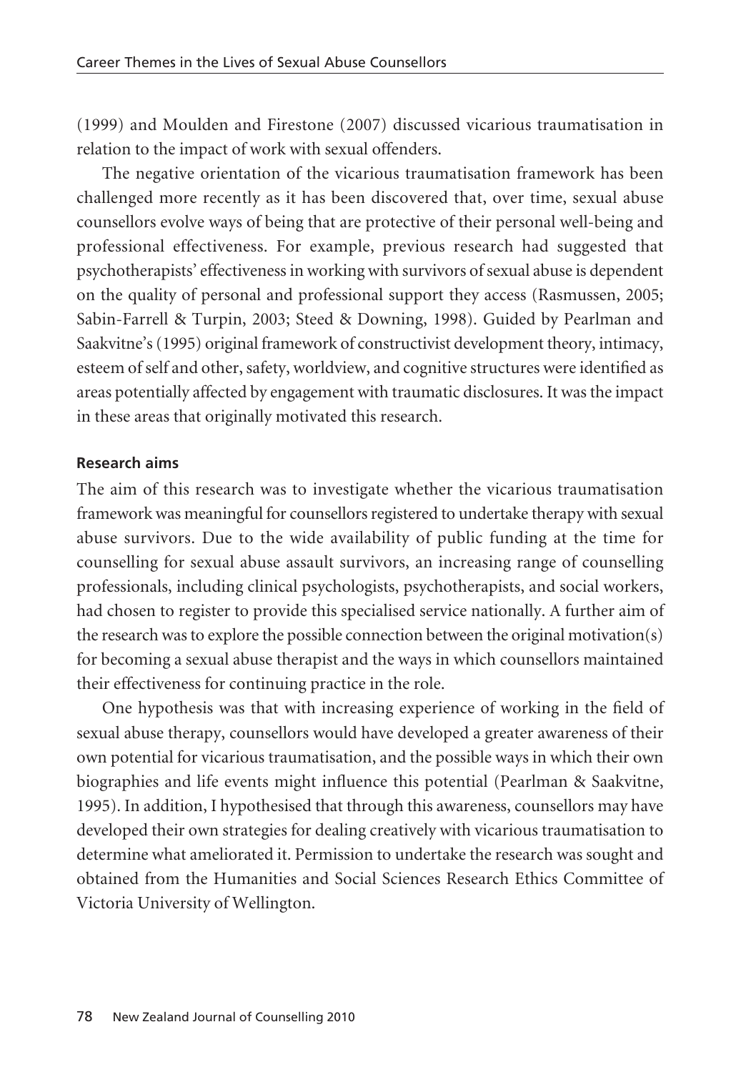(1999) and Moulden and Firestone (2007) discussed vicarious traumatisation in relation to the impact of work with sexual offenders.

The negative orientation of the vicarious traumatisation framework has been challenged more recently as it has been discovered that, over time, sexual abuse counsellors evolve ways of being that are protective of their personal well-being and professional effectiveness. For example, previous research had suggested that psychotherapists' effectiveness in working with survivors of sexual abuse is dependent on the quality of personal and professional support they access (Rasmussen, 2005; Sabin-Farrell & Turpin, 2003; Steed & Downing, 1998). Guided by Pearlman and Saakvitne's (1995) original framework of constructivist development theory, intimacy, esteem of self and other, safety, worldview, and cognitive structures were identified as areas potentially affected by engagement with traumatic disclosures. It was the impact in these areas that originally motivated this research.

#### Research aims

The aim of this research was to investigate whether the vicarious traumatisation framework was meaningful for counsellors registered to undertake therapy with sexual abuse survivors. Due to the wide availability of public funding at the time for counselling for sexual abuse assault survivors, an increasing range of counselling professionals, including clinical psychologists, psychotherapists, and social workers, had chosen to register to provide this specialised service nationally. A further aim of the research was to explore the possible connection between the original motivation(s) for becoming a sexual abuse therapist and the ways in which counsellors maintained their effectiveness for continuing practice in the role.

One hypothesis was that with increasing experience of working in the field of sexual abuse therapy, counsellors would have developed a greater awareness of their own potential for vicarious traumatisation, and the possible ways in which their own biographies and life events might influence this potential (Pearlman & Saakvitne, 1995). In addition, I hypothesised that through this awareness, counsellors may have developed their own strategies for dealing creatively with vicarious traumatisation to determine what ameliorated it. Permission to undertake the research was sought and obtained from the Humanities and Social Sciences Research Ethics Committee of Victoria University of Wellington.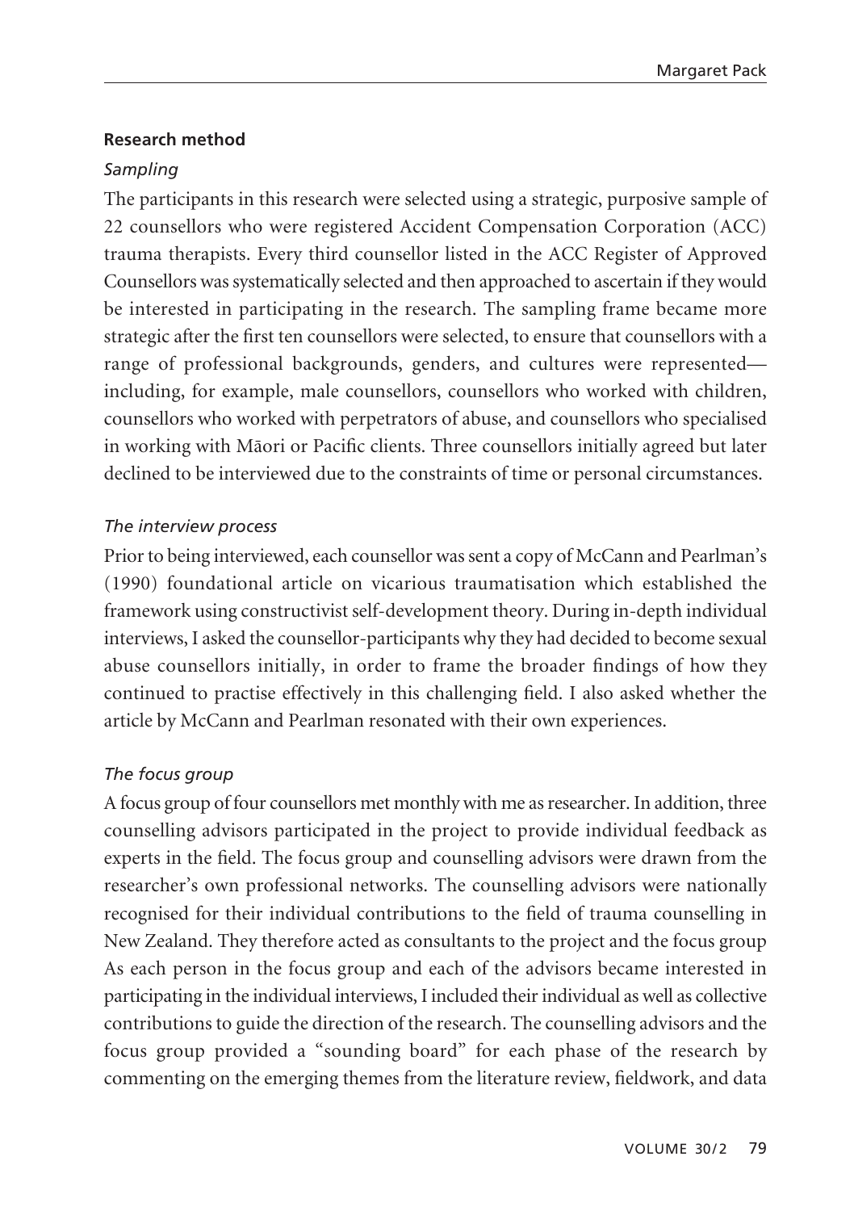### Research method

#### *Sampling*

The participants in this research were selected using a strategic, purposive sample of 22 counsellors who were registered Accident Compensation Corporation (ACC) trauma therapists. Every third counsellor listed in the ACC Register of Approved Counsellors was systematically selected and then approached to ascertain if they would be interested in participating in the research. The sampling frame became more strategic after the first ten counsellors were selected, to ensure that counsellors with a range of professional backgrounds, genders, and cultures were represented—including, for example, male counsellors, counsellors who worked with children, counsellors who worked with perpetrators of abuse, and counsellors who specialised in working with Māori or Pacific clients. Three counsellors initially agreed but later declined to be interviewed due to the constraints of time or personal circumstances.

#### *The interview process*

Prior to being interviewed, each counsellor was sent a copy of McCann and Pearlman's (1990) foundational article on vicarious traumatisation which established the framework using constructivist self-development theory. During in-depth individual interviews, I asked the counsellor-participants why they had decided to become sexual abuse counsellors initially, in order to frame the broader findings of how they continued to practise effectively in this challenging field. I also asked whether the article by McCann and Pearlman resonated with their own experiences.

#### *The focus group*

A focus group of four counsellors met monthly with me as researcher. In addition, three counselling advisors participated in the project to provide individual feedback as experts in the field. The focus group and counselling advisors were drawn from the researcher's own professional networks. The counselling advisors were nationally recognised for their individual contributions to the field of trauma counselling in New Zealand. They therefore acted as consultants to the project and the focus group As each person in the focus group and each of the advisors became interested in participating in the individual interviews, I included their individual as well as collective contributions to guide the direction of the research. The counselling advisors and the focus group provided a "sounding board" for each phase of the research by commenting on the emerging themes from the literature review, fieldwork, and data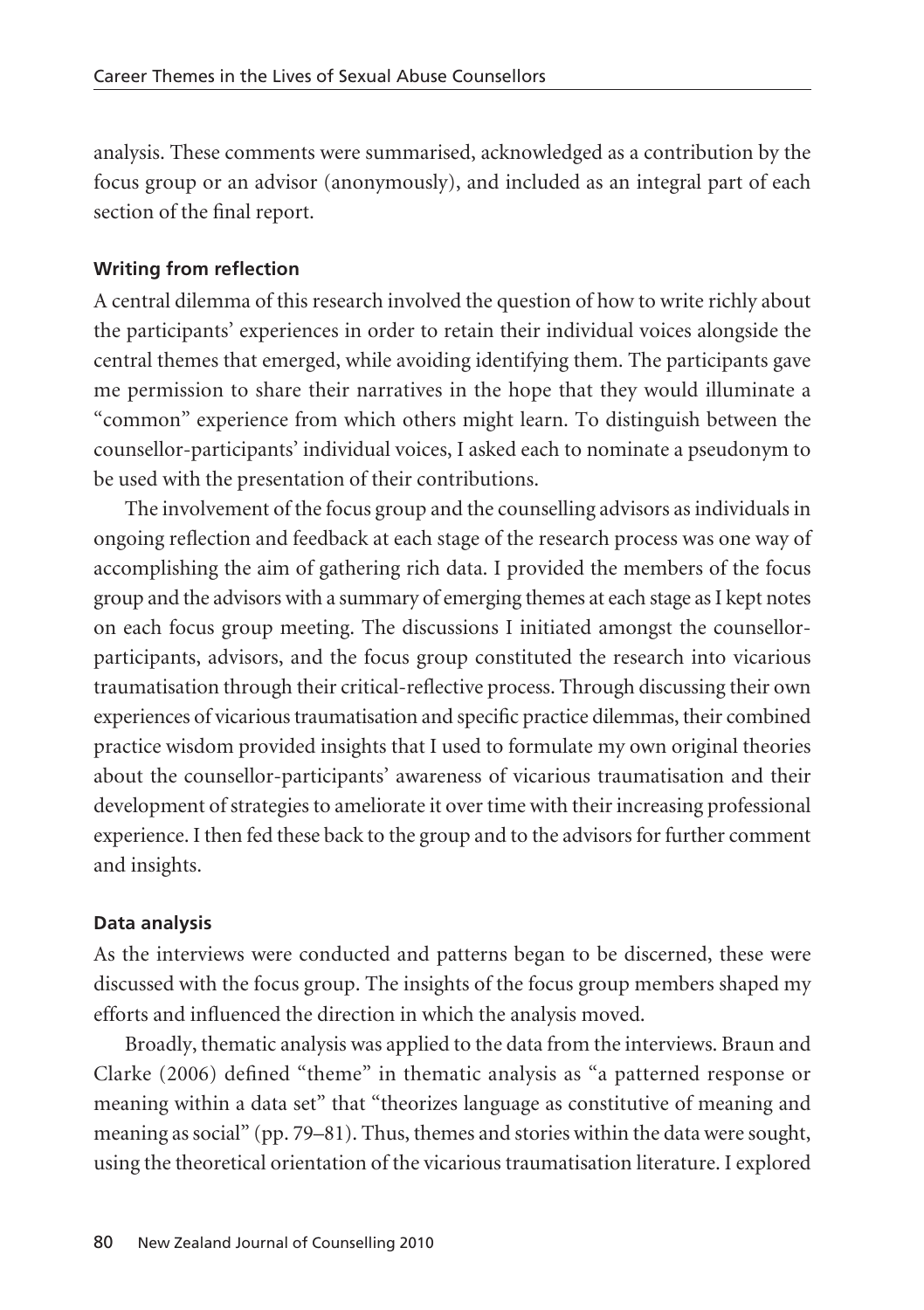analysis. These comments were summarised, acknowledged as a contribution by the focus group or an advisor (anonymously), and included as an integral part of each section of the final report.

### Writing from reflection

A central dilemma of this research involved the question of how to write richly about the participants' experiences in order to retain their individual voices alongside the central themes that emerged, while avoiding identifying them. The participants gave me permission to share their narratives in the hope that they would illuminate a "common" experience from which others might learn. To distinguish between the counsellor-participants' individual voices, I asked each to nominate a pseudonym to be used with the presentation of their contributions.

The involvement of the focus group and the counselling advisors as individuals in ongoing reflection and feedback at each stage of the research process was one way of accomplishing the aim of gathering rich data. I provided the members of the focus group and the advisors with a summary of emerging themes at each stage as I kept notes on each focus group meeting. The discussions I initiated amongst the counsellor-participants, advisors, and the focus group constituted the research into vicarious traumatisation through their critical-reflective process. Through discussing their own experiences of vicarious traumatisation and specific practice dilemmas, their combined practice wisdom provided insights that I used to formulate my own original theories about the counsellor-participants' awareness of vicarious traumatisation and their development of strategies to ameliorate it over time with their increasing professional experience. I then fed these back to the group and to the advisors for further comment and insights.

### Data analysis

As the interviews were conducted and patterns began to be discerned, these were discussed with the focus group. The insights of the focus group members shaped my efforts and influenced the direction in which the analysis moved.

Broadly, thematic analysis was applied to the data from the interviews. Braun and Clarke (2006) defined "theme" in thematic analysis as "a patterned response or meaning within a data set" that "theorizes language as constitutive of meaning and meaning as social" (pp. 79–81). Thus, themes and stories within the data were sought, using the theoretical orientation of the vicarious traumatisation literature. I explored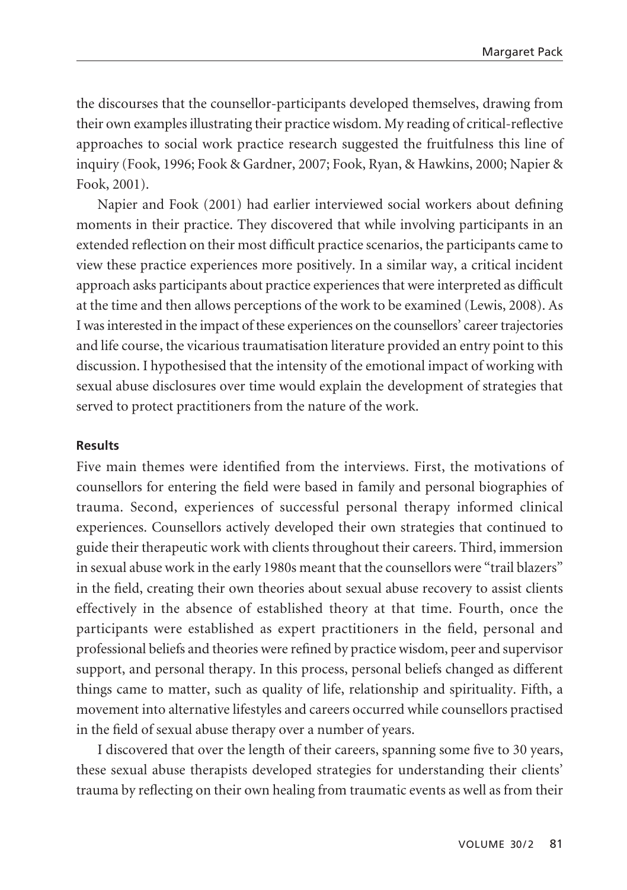the discourses that the counsellor-participants developed themselves, drawing from their own examples illustrating their practice wisdom. My reading of critical-reflective approaches to social work practice research suggested the fruitfulness this line of inquiry (Fook, 1996; Fook & Gardner, 2007; Fook, Ryan, & Hawkins, 2000; Napier & Fook, 2001).

Napier and Fook (2001) had earlier interviewed social workers about defining moments in their practice. They discovered that while involving participants in an extended reflection on their most difficult practice scenarios, the participants came to view these practice experiences more positively. In a similar way, a critical incident approach asks participants about practice experiences that were interpreted as difficult at the time and then allows perceptions of the work to be examined (Lewis, 2008). As I was interested in the impact of these experiences on the counsellors' career trajectories and life course, the vicarious traumatisation literature provided an entry point to this discussion. I hypothesised that the intensity of the emotional impact of working with sexual abuse disclosures over time would explain the development of strategies that served to protect practitioners from the nature of the work.

**Results**

Five main themes were identified from the interviews. First, the motivations of counsellors for entering the field were based in family and personal biographies of trauma. Second, experiences of successful personal therapy informed clinical experiences. Counsellors actively developed their own strategies that continued to guide their therapeutic work with clients throughout their careers. Third, immersion in sexual abuse work in the early 1980s meant that the counsellors were "trail blazers" in the field, creating their own theories about sexual abuse recovery to assist clients effectively in the absence of established theory at that time. Fourth, once the participants were established as expert practitioners in the field, personal and professional beliefs and theories were refined by practice wisdom, peer and supervisor support, and personal therapy. In this process, personal beliefs changed as different things came to matter, such as quality of life, relationship and spirituality. Fifth, a movement into alternative lifestyles and careers occurred while counsellors practised in the field of sexual abuse therapy over a number of years.

I discovered that over the length of their careers, spanning some five to 30 years, these sexual abuse therapists developed strategies for understanding their clients' trauma by reflecting on their own healing from traumatic events as well as from their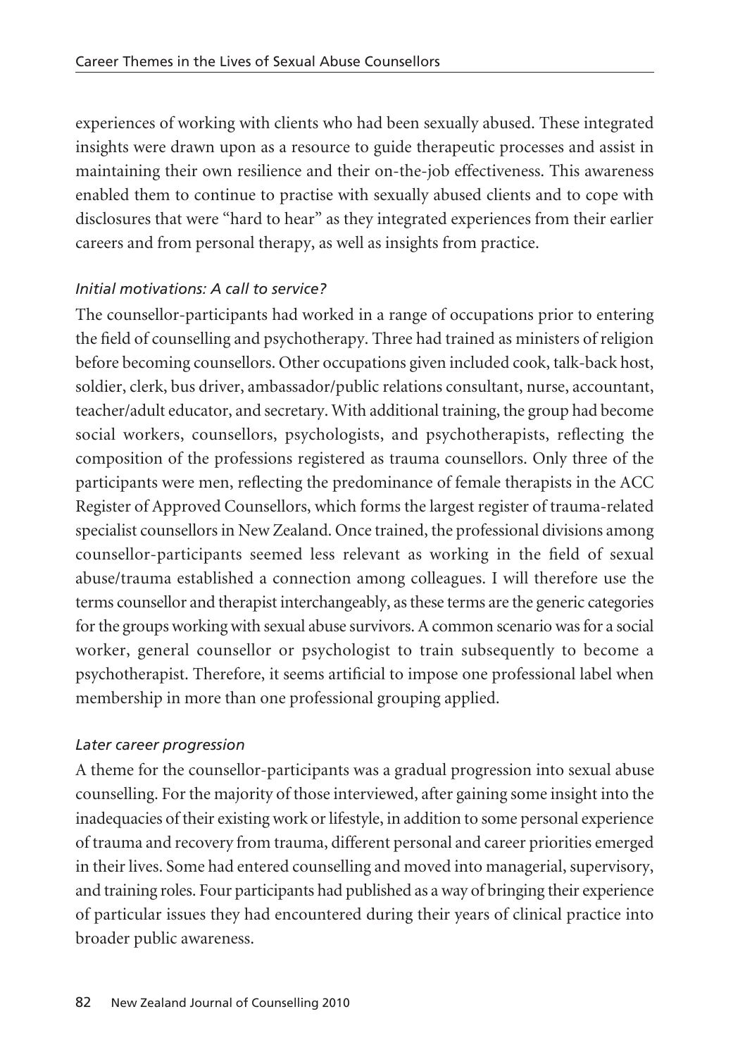experiences of working with clients who had been sexually abused. These integrated insights were drawn upon as a resource to guide therapeutic processes and assist in maintaining their own resilience and their on-the-job effectiveness. This awareness enabled them to continue to practise with sexually abused clients and to cope with disclosures that were "hard to hear" as they integrated experiences from their earlier careers and from personal therapy, as well as insights from practice.

### *Initial motivations: A call to service?*

The counsellor-participants had worked in a range of occupations prior to entering the field of counselling and psychotherapy. Three had trained as ministers of religion before becoming counsellors. Other occupations given included cook, talk-back host, soldier, clerk, bus driver, ambassador/public relations consultant, nurse, accountant, teacher/adult educator, and secretary. With additional training, the group had become social workers, counsellors, psychologists, and psychotherapists, reflecting the composition of the professions registered as trauma counsellors. Only three of the participants were men, reflecting the predominance of female therapists in the ACC Register of Approved Counsellors, which forms the largest register of trauma-related specialist counsellors in New Zealand. Once trained, the professional divisions among counsellor-participants seemed less relevant as working in the field of sexual abuse/trauma established a connection among colleagues. I will therefore use the terms counsellor and therapist interchangeably, as these terms are the generic categories for the groups working with sexual abuse survivors. A common scenario was for a social worker, general counsellor or psychologist to train subsequently to become a psychotherapist. Therefore, it seems artificial to impose one professional label when membership in more than one professional grouping applied.

### *Later career progression*

A theme for the counsellor-participants was a gradual progression into sexual abuse counselling. For the majority of those interviewed, after gaining some insight into the inadequacies of their existing work or lifestyle, in addition to some personal experience of trauma and recovery from trauma, different personal and career priorities emerged in their lives. Some had entered counselling and moved into managerial, supervisory, and training roles. Four participants had published as a way of bringing their experience of particular issues they had encountered during their years of clinical practice into broader public awareness.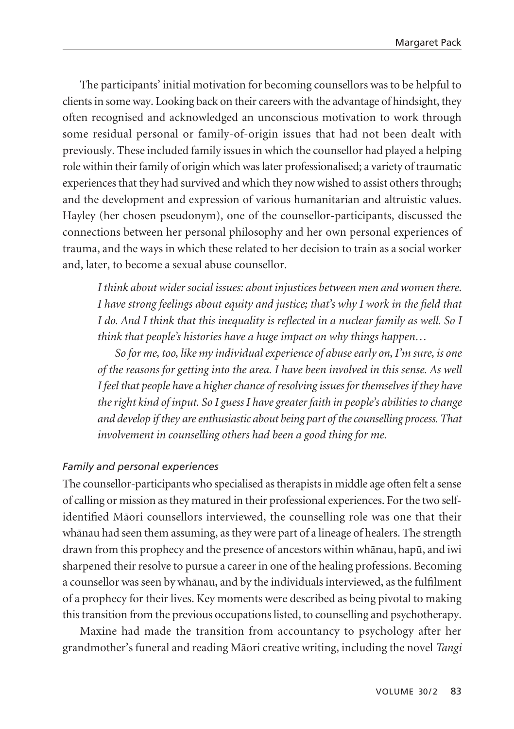The participants' initial motivation for becoming counsellors was to be helpful to clients in some way. Looking back on their careers with the advantage of hindsight, they often recognised and acknowledged an unconscious motivation to work through some residual personal or family-of-origin issues that had not been dealt with previously. These included family issues in which the counsellor had played a helping role within their family of origin which was later professionalised; a variety of traumatic experiences that they had survived and which they now wished to assist others through; and the development and expression of various humanitarian and altruistic values. Hayley (her chosen pseudonym), one of the counsellor-participants, discussed the connections between her personal philosophy and her own personal experiences of trauma, and the ways in which these related to her decision to train as a social worker and, later, to become a sexual abuse counsellor.

> *I think about wider social issues: about injustices between men and women there. I have strong feelings about equity and justice; that's why I work in the field that I do. And I think that this inequality is reflected in a nuclear family as well. So I think that people's histories have a huge impact on why things happen…*
>
> *So for me, too, like my individual experience of abuse early on, I'm sure, is one of the reasons for getting into the area. I have been involved in this sense. As well I feel that people have a higher chance of resolving issues for themselves if they have the right kind of input. So I guess I have greater faith in people's abilities to change and develop if they are enthusiastic about being part of the counselling process. That involvement in counselling others had been a good thing for me.*

### *Family and personal experiences*

The counsellor-participants who specialised as therapists in middle age often felt a sense of calling or mission as they matured in their professional experiences. For the two self-identified Māori counsellors interviewed, the counselling role was one that their whānau had seen them assuming, as they were part of a lineage of healers. The strength drawn from this prophecy and the presence of ancestors within whānau, hapū, and iwi sharpened their resolve to pursue a career in one of the healing professions. Becoming a counsellor was seen by whānau, and by the individuals interviewed, as the fulfilment of a prophecy for their lives. Key moments were described as being pivotal to making this transition from the previous occupations listed, to counselling and psychotherapy.

Maxine had made the transition from accountancy to psychology after her grandmother's funeral and reading Māori creative writing, including the novel *Tangi*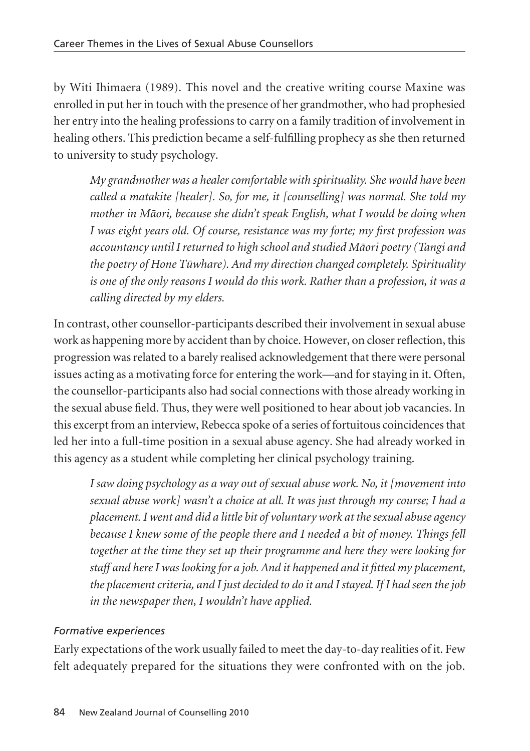by Witi Ihimaera (1989). This novel and the creative writing course Maxine was enrolled in put her in touch with the presence of her grandmother, who had prophesied her entry into the healing professions to carry on a family tradition of involvement in healing others. This prediction became a self-fulfilling prophecy as she then returned to university to study psychology.

> *My grandmother was a healer comfortable with spirituality. She would have been called a matakite [healer]. So, for me, it [counselling] was normal. She told my mother in Māori, because she didn't speak English, what I would be doing when I was eight years old. Of course, resistance was my forte; my first profession was accountancy until I returned to high school and studied Māori poetry (Tangi and the poetry of Hone Tūwhare). And my direction changed completely. Spirituality is one of the only reasons I would do this work. Rather than a profession, it was a calling directed by my elders.*

In contrast, other counsellor-participants described their involvement in sexual abuse work as happening more by accident than by choice. However, on closer reflection, this progression was related to a barely realised acknowledgement that there were personal issues acting as a motivating force for entering the work—and for staying in it. Often, the counsellor-participants also had social connections with those already working in the sexual abuse field. Thus, they were well positioned to hear about job vacancies. In this excerpt from an interview, Rebecca spoke of a series of fortuitous coincidences that led her into a full-time position in a sexual abuse agency. She had already worked in this agency as a student while completing her clinical psychology training.

> *I saw doing psychology as a way out of sexual abuse work. No, it [movement into sexual abuse work] wasn't a choice at all. It was just through my course; I had a placement. I went and did a little bit of voluntary work at the sexual abuse agency because I knew some of the people there and I needed a bit of money. Things fell together at the time they set up their programme and here they were looking for staff and here I was looking for a job. And it happened and it fitted my placement, the placement criteria, and I just decided to do it and I stayed. If I had seen the job in the newspaper then, I wouldn't have applied.*

### *Formative experiences*

Early expectations of the work usually failed to meet the day-to-day realities of it. Few felt adequately prepared for the situations they were confronted with on the job.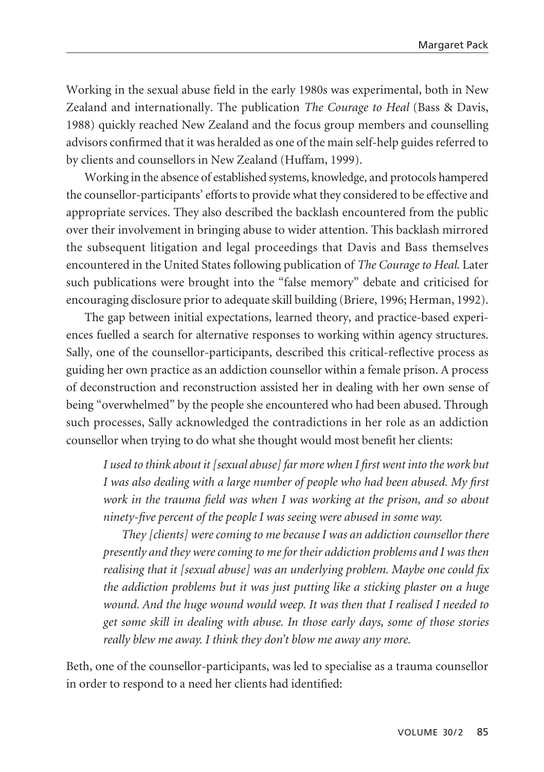Working in the sexual abuse field in the early 1980s was experimental, both in New Zealand and internationally. The publication *The Courage to Heal* (Bass & Davis, 1988) quickly reached New Zealand and the focus group members and counselling advisors confirmed that it was heralded as one of the main self-help guides referred to by clients and counsellors in New Zealand (Huffam, 1999).

Working in the absence of established systems, knowledge, and protocols hampered the counsellor-participants' efforts to provide what they considered to be effective and appropriate services. They also described the backlash encountered from the public over their involvement in bringing abuse to wider attention. This backlash mirrored the subsequent litigation and legal proceedings that Davis and Bass themselves encountered in the United States following publication of *The Courage to Heal*. Later such publications were brought into the "false memory" debate and criticised for encouraging disclosure prior to adequate skill building (Briere, 1996; Herman, 1992).

The gap between initial expectations, learned theory, and practice-based experiences fuelled a search for alternative responses to working within agency structures. Sally, one of the counsellor-participants, described this critical-reflective process as guiding her own practice as an addiction counsellor within a female prison. A process of deconstruction and reconstruction assisted her in dealing with her own sense of being "overwhelmed" by the people she encountered who had been abused. Through such processes, Sally acknowledged the contradictions in her role as an addiction counsellor when trying to do what she thought would most benefit her clients:

> *I used to think about it [sexual abuse] far more when I first went into the work but I was also dealing with a large number of people who had been abused. My first work in the trauma field was when I was working at the prison, and so about ninety-five percent of the people I was seeing were abused in some way.*
>
> *They [clients] were coming to me because I was an addiction counsellor there presently and they were coming to me for their addiction problems and I was then realising that it [sexual abuse] was an underlying problem. Maybe one could fix the addiction problems but it was just putting like a sticking plaster on a huge wound. And the huge wound would weep. It was then that I realised I needed to get some skill in dealing with abuse. In those early days, some of those stories really blew me away. I think they don't blow me away any more.*

Beth, one of the counsellor-participants, was led to specialise as a trauma counsellor in order to respond to a need her clients had identified: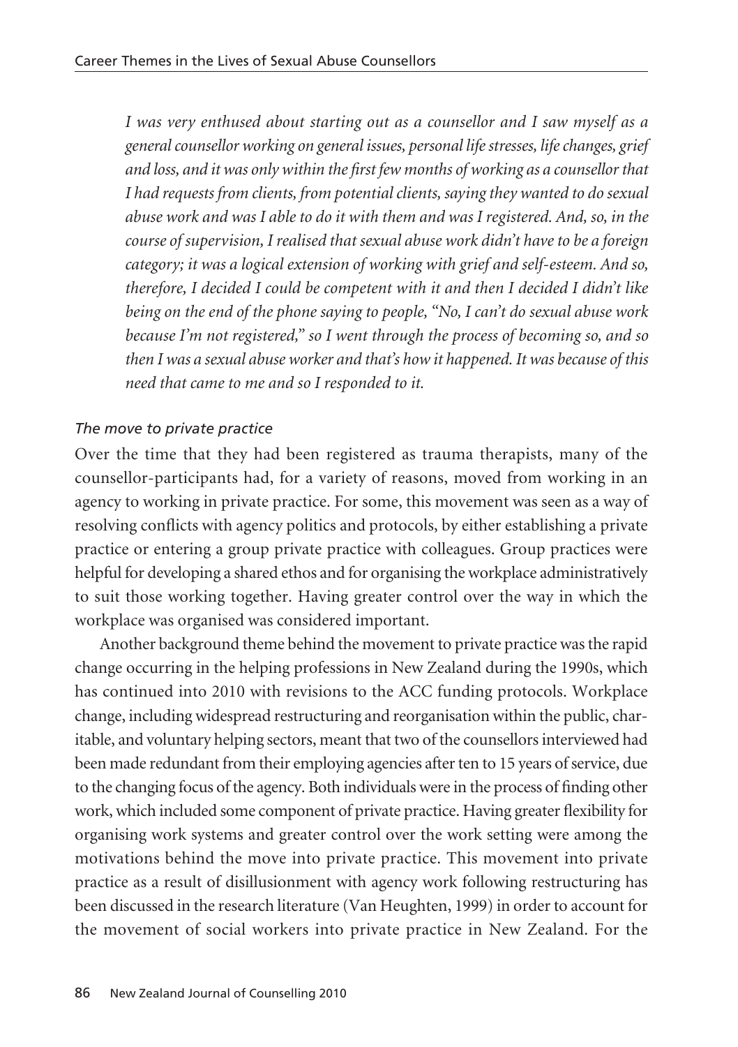*I was very enthused about starting out as a counsellor and I saw myself as a general counsellor working on general issues, personal life stresses, life changes, grief and loss, and it was only within the first few months of working as a counsellor that I had requests from clients, from potential clients, saying they wanted to do sexual abuse work and was I able to do it with them and was I registered. And, so, in the course of supervision, I realised that sexual abuse work didn't have to be a foreign category; it was a logical extension of working with grief and self-esteem. And so, therefore, I decided I could be competent with it and then I decided I didn't like being on the end of the phone saying to people, "No, I can't do sexual abuse work because I'm not registered," so I went through the process of becoming so, and so then I was a sexual abuse worker and that's how it happened. It was because of this need that came to me and so I responded to it.*

*The move to private practice*

Over the time that they had been registered as trauma therapists, many of the counsellor-participants had, for a variety of reasons, moved from working in an agency to working in private practice. For some, this movement was seen as a way of resolving conflicts with agency politics and protocols, by either establishing a private practice or entering a group private practice with colleagues. Group practices were helpful for developing a shared ethos and for organising the workplace administratively to suit those working together. Having greater control over the way in which the workplace was organised was considered important.

Another background theme behind the movement to private practice was the rapid change occurring in the helping professions in New Zealand during the 1990s, which has continued into 2010 with revisions to the ACC funding protocols. Workplace change, including widespread restructuring and reorganisation within the public, charitable, and voluntary helping sectors, meant that two of the counsellors interviewed had been made redundant from their employing agencies after ten to 15 years of service, due to the changing focus of the agency. Both individuals were in the process of finding other work, which included some component of private practice. Having greater flexibility for organising work systems and greater control over the work setting were among the motivations behind the move into private practice. This movement into private practice as a result of disillusionment with agency work following restructuring has been discussed in the research literature (Van Heughten, 1999) in order to account for the movement of social workers into private practice in New Zealand. For the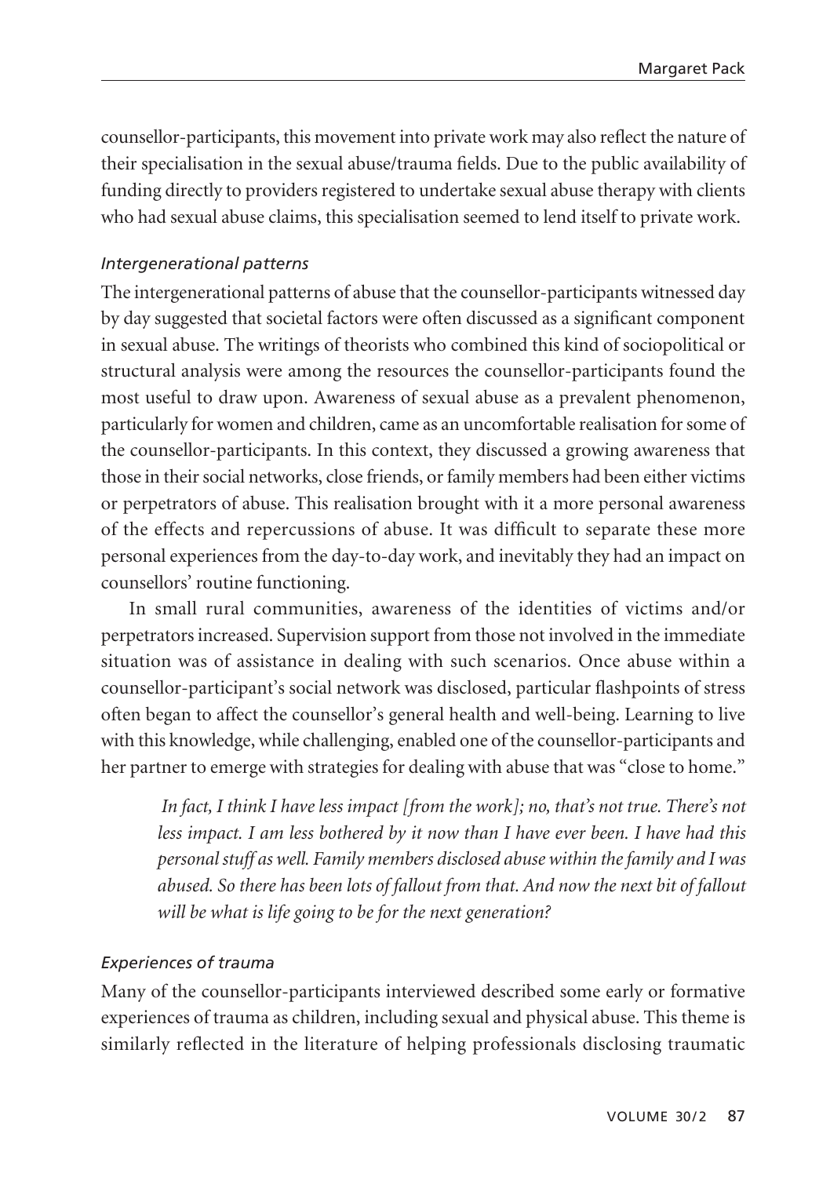counsellor-participants, this movement into private work may also reflect the nature of their specialisation in the sexual abuse/trauma fields. Due to the public availability of funding directly to providers registered to undertake sexual abuse therapy with clients who had sexual abuse claims, this specialisation seemed to lend itself to private work.

### *Intergenerational patterns*

The intergenerational patterns of abuse that the counsellor-participants witnessed day by day suggested that societal factors were often discussed as a significant component in sexual abuse. The writings of theorists who combined this kind of sociopolitical or structural analysis were among the resources the counsellor-participants found the most useful to draw upon. Awareness of sexual abuse as a prevalent phenomenon, particularly for women and children, came as an uncomfortable realisation for some of the counsellor-participants. In this context, they discussed a growing awareness that those in their social networks, close friends, or family members had been either victims or perpetrators of abuse. This realisation brought with it a more personal awareness of the effects and repercussions of abuse. It was difficult to separate these more personal experiences from the day-to-day work, and inevitably they had an impact on counsellors' routine functioning.

In small rural communities, awareness of the identities of victims and/or perpetrators increased. Supervision support from those not involved in the immediate situation was of assistance in dealing with such scenarios. Once abuse within a counsellor-participant's social network was disclosed, particular flashpoints of stress often began to affect the counsellor's general health and well-being. Learning to live with this knowledge, while challenging, enabled one of the counsellor-participants and her partner to emerge with strategies for dealing with abuse that was "close to home."

> *In fact, I think I have less impact [from the work]; no, that's not true. There's not less impact. I am less bothered by it now than I have ever been. I have had this personal stuff as well. Family members disclosed abuse within the family and I was abused. So there has been lots of fallout from that. And now the next bit of fallout will be what is life going to be for the next generation?*

### *Experiences of trauma*

Many of the counsellor-participants interviewed described some early or formative experiences of trauma as children, including sexual and physical abuse. This theme is similarly reflected in the literature of helping professionals disclosing traumatic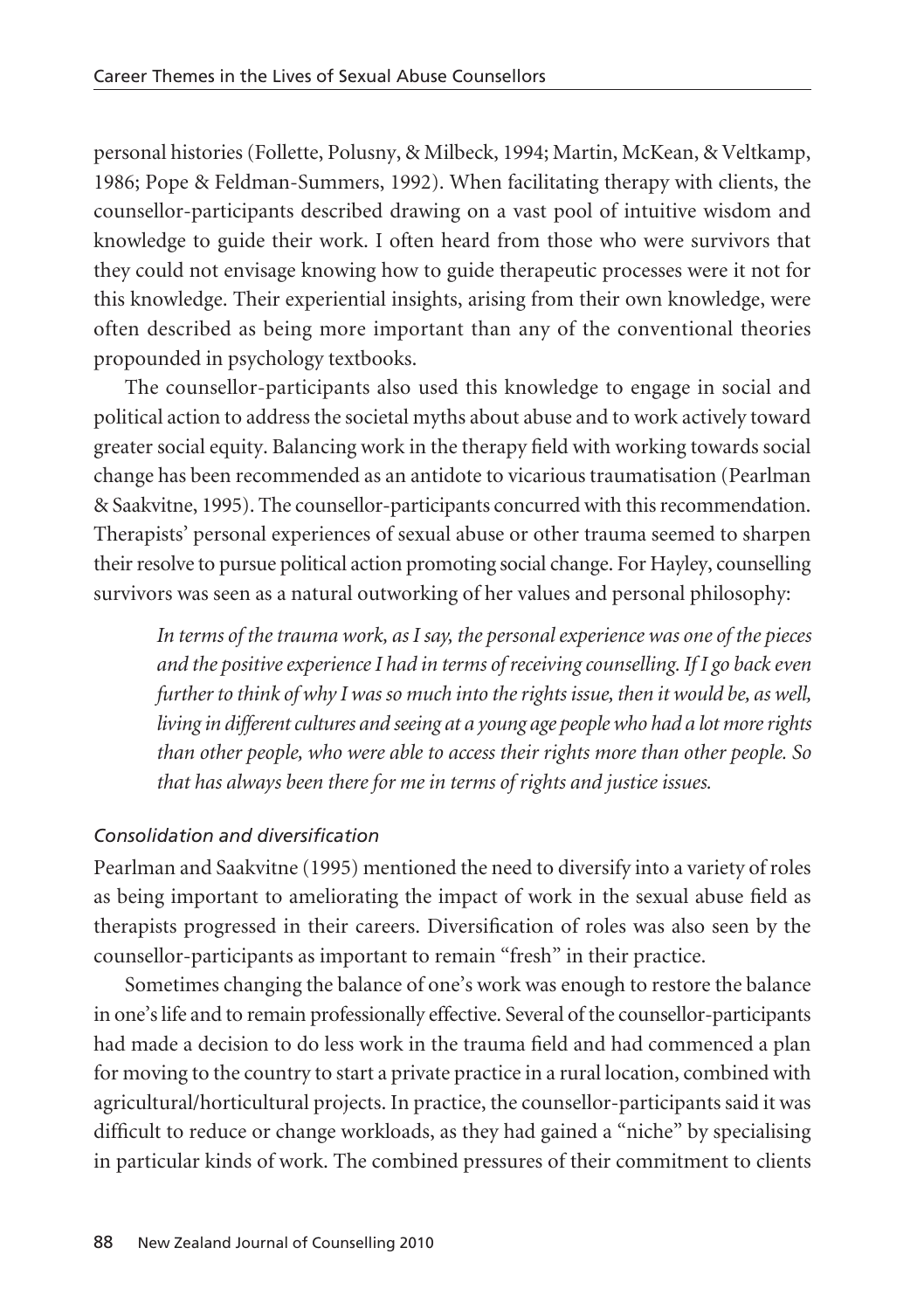personal histories (Follette, Polusny, & Milbeck, 1994; Martin, McKean, & Veltkamp, 1986; Pope & Feldman-Summers, 1992). When facilitating therapy with clients, the counsellor-participants described drawing on a vast pool of intuitive wisdom and knowledge to guide their work. I often heard from those who were survivors that they could not envisage knowing how to guide therapeutic processes were it not for this knowledge. Their experiential insights, arising from their own knowledge, were often described as being more important than any of the conventional theories propounded in psychology textbooks.

The counsellor-participants also used this knowledge to engage in social and political action to address the societal myths about abuse and to work actively toward greater social equity. Balancing work in the therapy field with working towards social change has been recommended as an antidote to vicarious traumatisation (Pearlman & Saakvitne, 1995). The counsellor-participants concurred with this recommendation. Therapists' personal experiences of sexual abuse or other trauma seemed to sharpen their resolve to pursue political action promoting social change. For Hayley, counselling survivors was seen as a natural outworking of her values and personal philosophy:

> *In terms of the trauma work, as I say, the personal experience was one of the pieces and the positive experience I had in terms of receiving counselling. If I go back even further to think of why I was so much into the rights issue, then it would be, as well, living in different cultures and seeing at a young age people who had a lot more rights than other people, who were able to access their rights more than other people. So that has always been there for me in terms of rights and justice issues.*

### *Consolidation and diversification*

Pearlman and Saakvitne (1995) mentioned the need to diversify into a variety of roles as being important to ameliorating the impact of work in the sexual abuse field as therapists progressed in their careers. Diversification of roles was also seen by the counsellor-participants as important to remain "fresh" in their practice.

Sometimes changing the balance of one's work was enough to restore the balance in one's life and to remain professionally effective. Several of the counsellor-participants had made a decision to do less work in the trauma field and had commenced a plan for moving to the country to start a private practice in a rural location, combined with agricultural/horticultural projects. In practice, the counsellor-participants said it was difficult to reduce or change workloads, as they had gained a "niche" by specialising in particular kinds of work. The combined pressures of their commitment to clients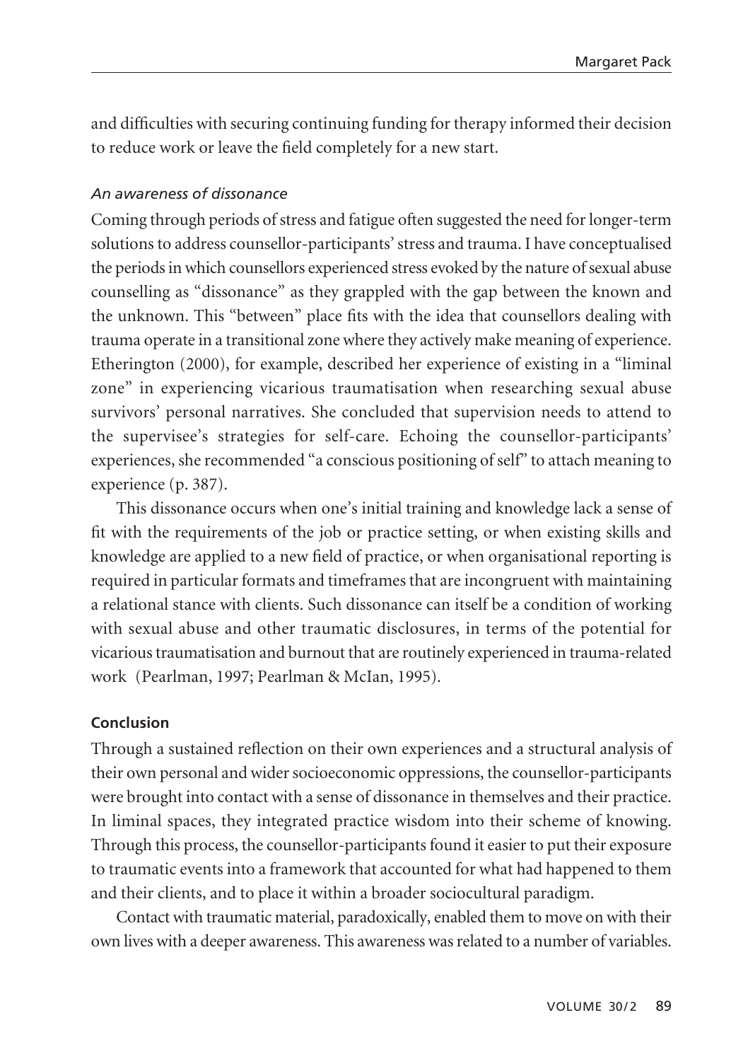and difficulties with securing continuing funding for therapy informed their decision to reduce work or leave the field completely for a new start.

### *An awareness of dissonance*

Coming through periods of stress and fatigue often suggested the need for longer-term solutions to address counsellor-participants' stress and trauma. I have conceptualised the periods in which counsellors experienced stress evoked by the nature of sexual abuse counselling as "dissonance" as they grappled with the gap between the known and the unknown. This "between" place fits with the idea that counsellors dealing with trauma operate in a transitional zone where they actively make meaning of experience. Etherington (2000), for example, described her experience of existing in a "liminal zone" in experiencing vicarious traumatisation when researching sexual abuse survivors' personal narratives. She concluded that supervision needs to attend to the supervisee's strategies for self-care. Echoing the counsellor-participants' experiences, she recommended "a conscious positioning of self" to attach meaning to experience (p. 387).

This dissonance occurs when one's initial training and knowledge lack a sense of fit with the requirements of the job or practice setting, or when existing skills and knowledge are applied to a new field of practice, or when organisational reporting is required in particular formats and timeframes that are incongruent with maintaining a relational stance with clients. Such dissonance can itself be a condition of working with sexual abuse and other traumatic disclosures, in terms of the potential for vicarious traumatisation and burnout that are routinely experienced in trauma-related work (Pearlman, 1997; Pearlman & McIan, 1995).

## Conclusion

Through a sustained reflection on their own experiences and a structural analysis of their own personal and wider socioeconomic oppressions, the counsellor-participants were brought into contact with a sense of dissonance in themselves and their practice. In liminal spaces, they integrated practice wisdom into their scheme of knowing. Through this process, the counsellor-participants found it easier to put their exposure to traumatic events into a framework that accounted for what had happened to them and their clients, and to place it within a broader sociocultural paradigm.

Contact with traumatic material, paradoxically, enabled them to move on with their own lives with a deeper awareness. This awareness was related to a number of variables.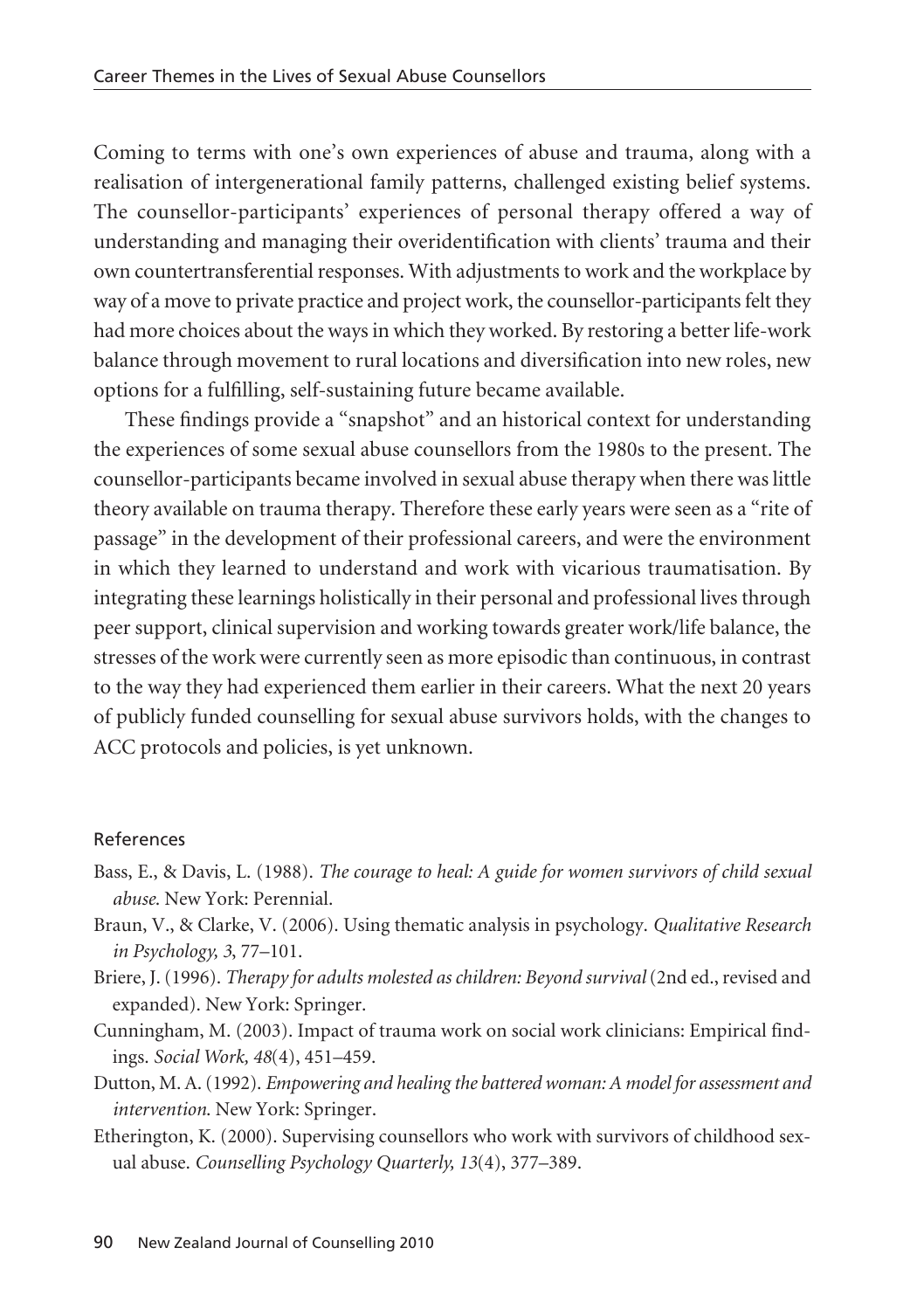Coming to terms with one's own experiences of abuse and trauma, along with a realisation of intergenerational family patterns, challenged existing belief systems. The counsellor-participants' experiences of personal therapy offered a way of understanding and managing their overidentification with clients' trauma and their own countertransferential responses. With adjustments to work and the workplace by way of a move to private practice and project work, the counsellor-participants felt they had more choices about the ways in which they worked. By restoring a better life-work balance through movement to rural locations and diversification into new roles, new options for a fulfilling, self-sustaining future became available.

These findings provide a "snapshot" and an historical context for understanding the experiences of some sexual abuse counsellors from the 1980s to the present. The counsellor-participants became involved in sexual abuse therapy when there was little theory available on trauma therapy. Therefore these early years were seen as a "rite of passage" in the development of their professional careers, and were the environment in which they learned to understand and work with vicarious traumatisation. By integrating these learnings holistically in their personal and professional lives through peer support, clinical supervision and working towards greater work/life balance, the stresses of the work were currently seen as more episodic than continuous, in contrast to the way they had experienced them earlier in their careers. What the next 20 years of publicly funded counselling for sexual abuse survivors holds, with the changes to ACC protocols and policies, is yet unknown.

## References

Bass, E., & Davis, L. (1988). *The courage to heal: A guide for women survivors of child sexual abuse.* New York: Perennial.

Braun, V., & Clarke, V. (2006). Using thematic analysis in psychology. *Qualitative Research in Psychology, 3*, 77–101.

Briere, J. (1996). *Therapy for adults molested as children: Beyond survival* (2nd ed., revised and expanded). New York: Springer.

Cunningham, M. (2003). Impact of trauma work on social work clinicians: Empirical findings. *Social Work, 48*(4), 451–459.

Dutton, M. A. (1992). *Empowering and healing the battered woman: A model for assessment and intervention.* New York: Springer.

Etherington, K. (2000). Supervising counsellors who work with survivors of childhood sexual abuse. *Counselling Psychology Quarterly, 13*(4), 377–389.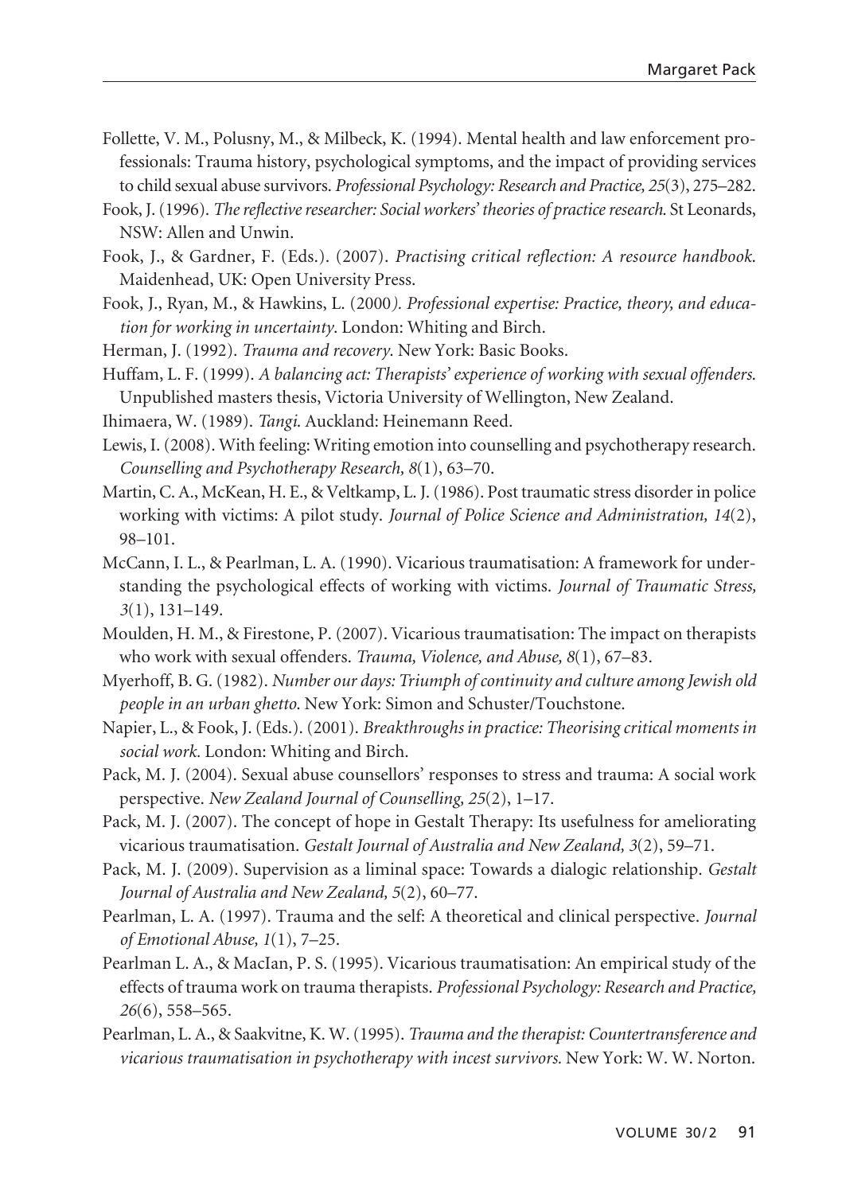Follette, V. M., Polusny, M., & Milbeck, K. (1994). Mental health and law enforcement professionals: Trauma history, psychological symptoms, and the impact of providing services to child sexual abuse survivors. *Professional Psychology: Research and Practice, 25*(3), 275–282.

Fook, J. (1996). *The reflective researcher: Social workers' theories of practice research.* St Leonards, NSW: Allen and Unwin.

Fook, J., & Gardner, F. (Eds.). (2007). *Practising critical reflection: A resource handbook.* Maidenhead, UK: Open University Press.

Fook, J., Ryan, M., & Hawkins, L. (2000*). Professional expertise: Practice, theory, and education for working in uncertainty*. London: Whiting and Birch.

Herman, J. (1992). *Trauma and recovery*. New York: Basic Books.

Huffam, L. F. (1999). *A balancing act: Therapists' experience of working with sexual offenders.* Unpublished masters thesis, Victoria University of Wellington, New Zealand.

Ihimaera, W. (1989). *Tangi.* Auckland: Heinemann Reed.

Lewis, I. (2008). With feeling: Writing emotion into counselling and psychotherapy research. *Counselling and Psychotherapy Research, 8*(1), 63–70.

Martin, C. A., McKean, H. E., & Veltkamp, L. J. (1986). Post traumatic stress disorder in police working with victims: A pilot study. *Journal of Police Science and Administration, 14*(2), 98–101.

McCann, I. L., & Pearlman, L. A. (1990). Vicarious traumatisation: A framework for understanding the psychological effects of working with victims. *Journal of Traumatic Stress, 3*(1), 131–149.

Moulden, H. M., & Firestone, P. (2007). Vicarious traumatisation: The impact on therapists who work with sexual offenders. *Trauma, Violence, and Abuse, 8*(1), 67–83.

Myerhoff, B. G. (1982). *Number our days: Triumph of continuity and culture among Jewish old people in an urban ghetto.* New York: Simon and Schuster/Touchstone.

Napier, L., & Fook, J. (Eds.). (2001). *Breakthroughs in practice: Theorising critical moments in social work.* London: Whiting and Birch.

Pack, M. J. (2004). Sexual abuse counsellors' responses to stress and trauma: A social work perspective. *New Zealand Journal of Counselling, 25*(2), 1–17.

Pack, M. J. (2007). The concept of hope in Gestalt Therapy: Its usefulness for ameliorating vicarious traumatisation. *Gestalt Journal of Australia and New Zealand, 3*(2), 59–71.

Pack, M. J. (2009). Supervision as a liminal space: Towards a dialogic relationship. *Gestalt Journal of Australia and New Zealand, 5*(2), 60–77.

Pearlman, L. A. (1997). Trauma and the self: A theoretical and clinical perspective. *Journal of Emotional Abuse, 1*(1), 7–25.

Pearlman L. A., & MacIan, P. S. (1995). Vicarious traumatisation: An empirical study of the effects of trauma work on trauma therapists. *Professional Psychology: Research and Practice, 26*(6), 558–565.

Pearlman, L. A., & Saakvitne, K. W. (1995). *Trauma and the therapist: Countertransference and vicarious traumatisation in psychotherapy with incest survivors.* New York: W. W. Norton.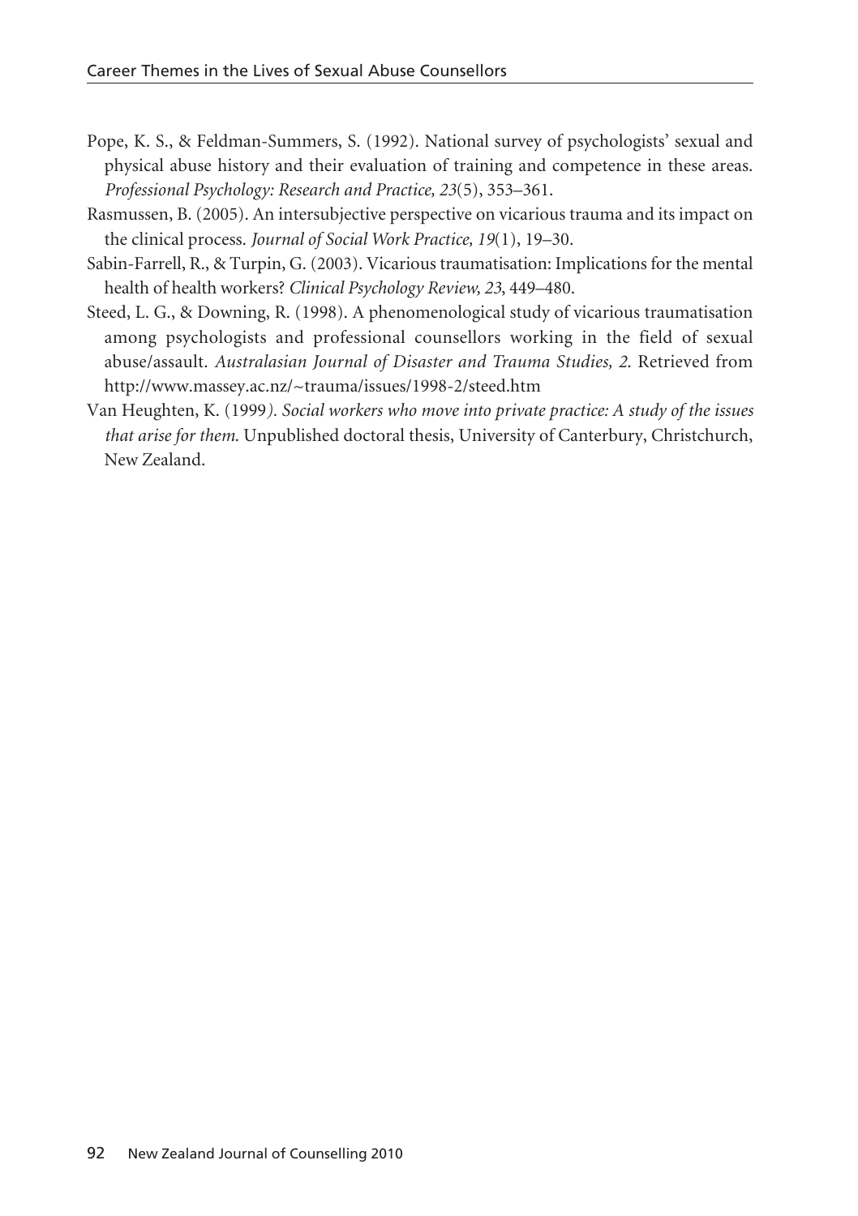Pope, K. S., & Feldman-Summers, S. (1992). National survey of psychologists' sexual and physical abuse history and their evaluation of training and competence in these areas. *Professional Psychology: Research and Practice, 23*(5), 353–361.

Rasmussen, B. (2005). An intersubjective perspective on vicarious trauma and its impact on the clinical process. *Journal of Social Work Practice, 19*(1), 19–30.

Sabin-Farrell, R., & Turpin, G. (2003). Vicarious traumatisation: Implications for the mental health of health workers? *Clinical Psychology Review, 23*, 449–480.

Steed, L. G., & Downing, R. (1998). A phenomenological study of vicarious traumatisation among psychologists and professional counsellors working in the field of sexual abuse/assault. *Australasian Journal of Disaster and Trauma Studies, 2*. Retrieved from http://www.massey.ac.nz/~trauma/issues/1998-2/steed.htm

Van Heughten, K. (1999). *Social workers who move into private practice: A study of the issues that arise for them.* Unpublished doctoral thesis, University of Canterbury, Christchurch, New Zealand.